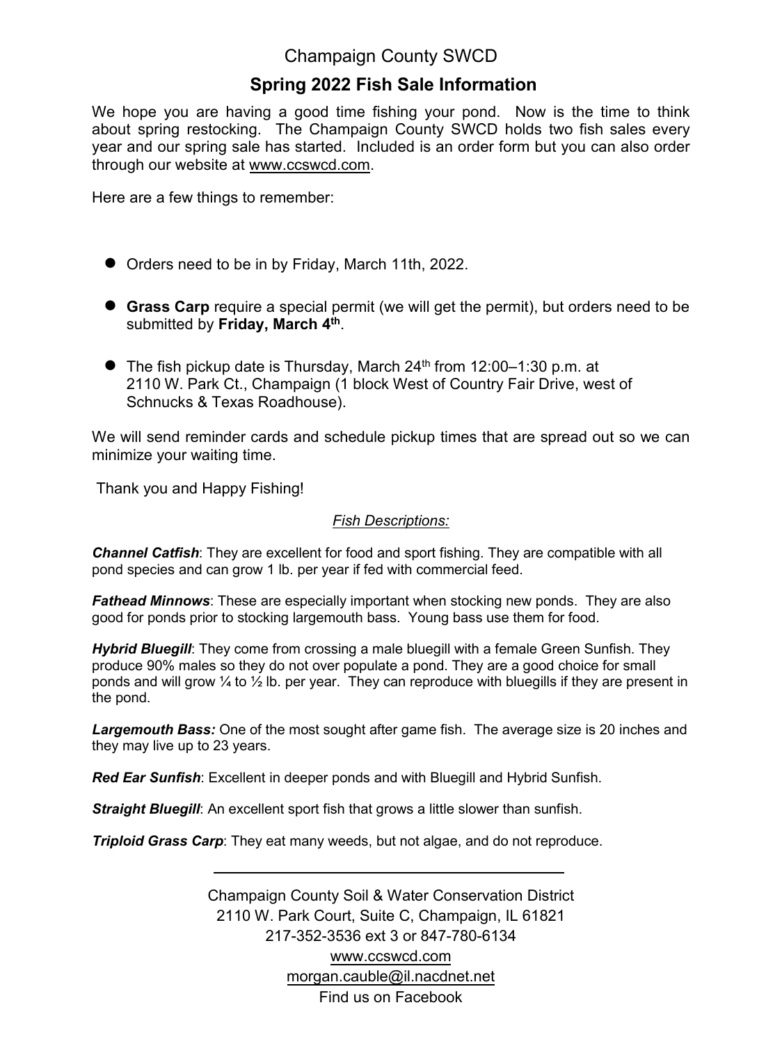Champaign County SWCD

## Spring 2022 Fish Sale Information

We hope you are having a good time fishing your pond. Now is the time to think about spring restocking. The Champaign County SWCD holds two fish sales every year and our spring sale has started. Included is an order form but you can also order through our website at www.ccswcd.com.

Here are a few things to remember:

- Orders need to be in by Friday, March 11th, 2022.
- **Grass Carp** require a special permit (we will get the permit), but orders need to be submitted by **Friday, March 4th**.
- The fish pickup date is Thursday, March 24th from 12:00–1:30 p.m. at 2110 W. Park Ct., Champaign (1 block West of Country Fair Drive, west of Schnucks & Texas Roadhouse).

We will send reminder cards and schedule pickup times that are spread out so we can minimize your waiting time.

Thank you and Happy Fishing!

*Fish Descriptions:*

***Channel Catfish***: They are excellent for food and sport fishing. They are compatible with all pond species and can grow 1 lb. per year if fed with commercial feed.

***Fathead Minnows***: These are especially important when stocking new ponds. They are also good for ponds prior to stocking largemouth bass. Young bass use them for food.

***Hybrid Bluegill***: They come from crossing a male bluegill with a female Green Sunfish. They produce 90% males so they do not over populate a pond. They are a good choice for small ponds and will grow ¼ to ½ lb. per year. They can reproduce with bluegills if they are present in the pond.

***Largemouth Bass:*** One of the most sought after game fish. The average size is 20 inches and they may live up to 23 years.

***Red Ear Sunfish***: Excellent in deeper ponds and with Bluegill and Hybrid Sunfish.

***Straight Bluegill***: An excellent sport fish that grows a little slower than sunfish.

***Triploid Grass Carp***: They eat many weeds, but not algae, and do not reproduce.

---

Champaign County Soil & Water Conservation District
2110 W. Park Court, Suite C, Champaign, IL 61821
217-352-3536 ext 3 or 847-780-6134
www.ccswcd.com
morgan.cauble@il.nacdnet.net
Find us on Facebook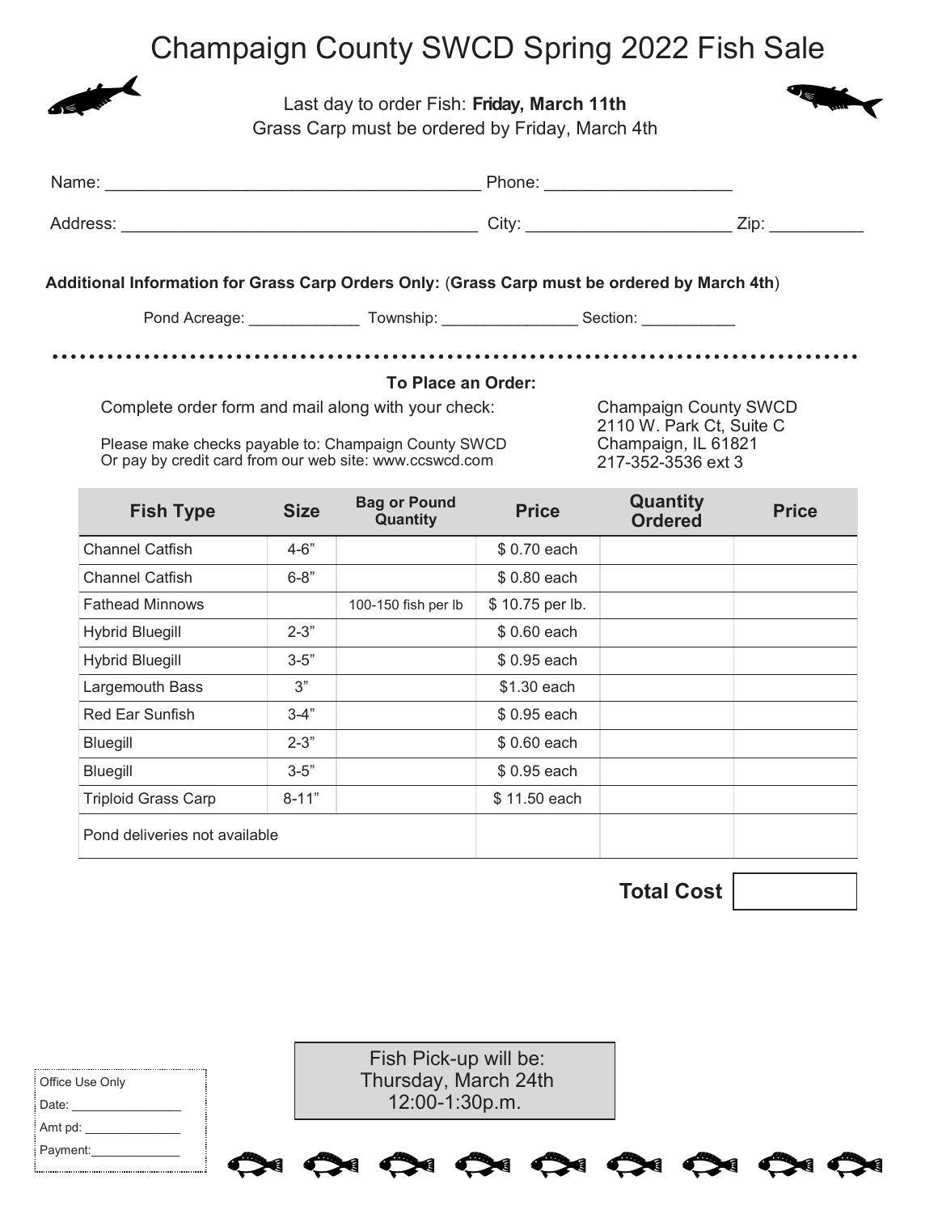# Champaign County SWCD Spring 2022 Fish Sale

Last day to order Fish: **Friday, March 11th**
Grass Carp must be ordered by Friday, March 4th

Name: ________________________________________ Phone: ____________________

Address: ______________________________________ City: ______________________ Zip: __________

**Additional Information for Grass Carp Orders Only:** (**Grass Carp must be ordered by March 4th**)

Pond Acreage: _____________ Township: ________________ Section: ___________

**To Place an Order:**

Complete order form and mail along with your check:

Please make checks payable to: Champaign County SWCD
Or pay by credit card from our web site: www.ccswcd.com

Champaign County SWCD
2110 W. Park Ct, Suite C
Champaign, IL 61821
217-352-3536 ext 3

| Fish Type | Size | Bag or Pound Quantity | Price | Quantity Ordered | Price |
|---|---|---|---|---|---|
| Channel Catfish | 4-6” | | $ 0.70 each | | |
| Channel Catfish | 6-8” | | $ 0.80 each | | |
| Fathead Minnows | | 100-150 fish per lb | $ 10.75 per lb. | | |
| Hybrid Bluegill | 2-3” | | $ 0.60 each | | |
| Hybrid Bluegill | 3-5” | | $ 0.95 each | | |
| Largemouth Bass | 3” | | $1.30 each | | |
| Red Ear Sunfish | 3-4” | | $ 0.95 each | | |
| Bluegill | 2-3” | | $ 0.60 each | | |
| Bluegill | 3-5” | | $ 0.95 each | | |
| Triploid Grass Carp | 8-11” | | $ 11.50 each | | |
| Pond deliveries not available | | | | | |

**Total Cost** __________

Fish Pick-up will be:
Thursday, March 24th
12:00-1:30p.m.

Office Use Only
Date: ________________
Amt pd: ______________
Payment:_____________